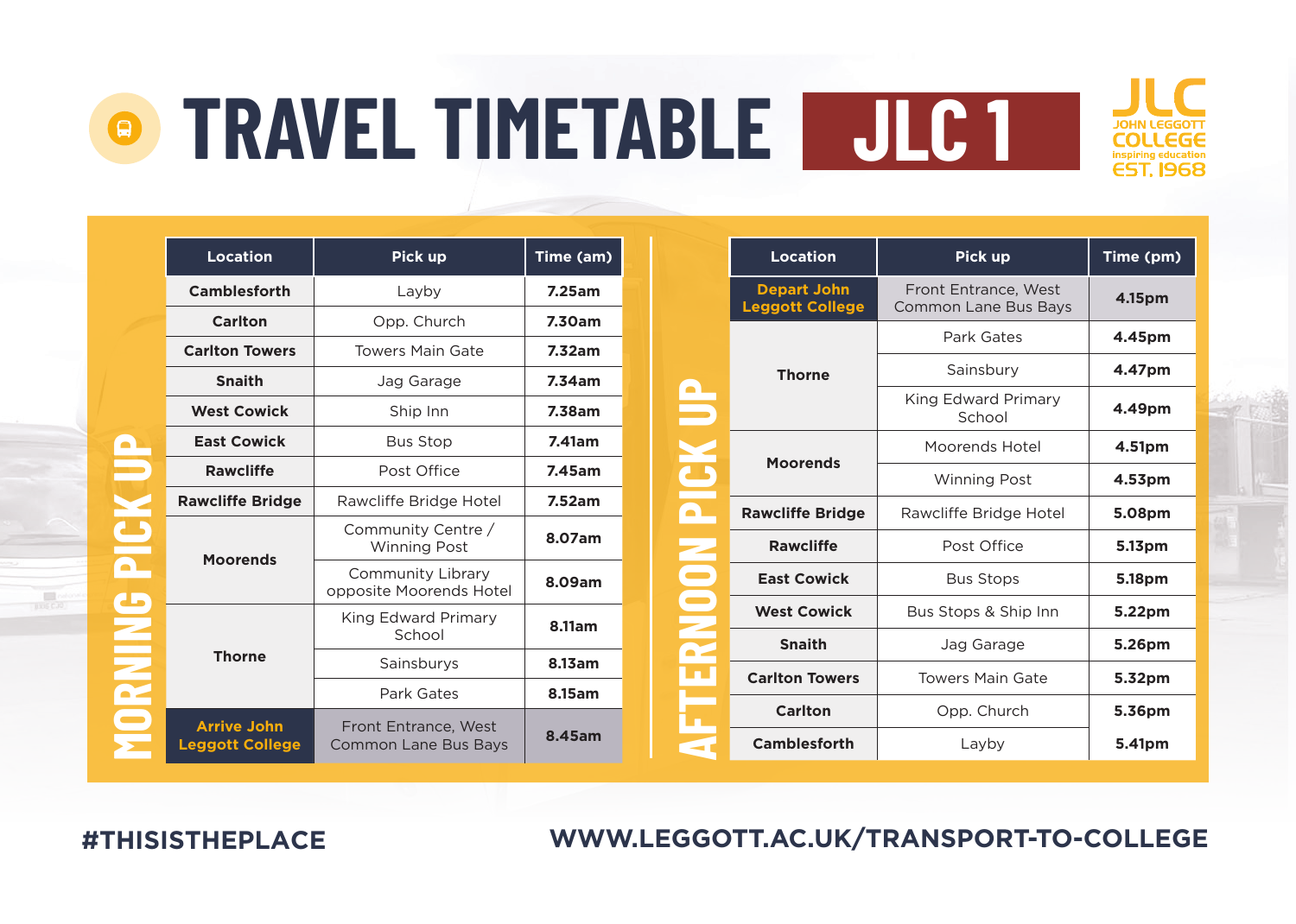# TRAVEL TIMETABLE JLC 1

JLC JOHN LEGGOTT COLLEGE inspiring education EST. 1968

## MORNING PICK UP

| Location | Pick up | Time (am) |
|---|---|---|
| Camblesforth | Layby | 7.25am |
| Carlton | Opp. Church | 7.30am |
| Carlton Towers | Towers Main Gate | 7.32am |
| Snaith | Jag Garage | 7.34am |
| West Cowick | Ship Inn | 7.38am |
| East Cowick | Bus Stop | 7.41am |
| Rawcliffe | Post Office | 7.45am |
| Rawcliffe Bridge | Rawcliffe Bridge Hotel | 7.52am |
| Moorends | Community Centre / Winning Post | 8.07am |
| | Community Library opposite Moorends Hotel | 8.09am |
| Thorne | King Edward Primary School | 8.11am |
| | Sainsburys | 8.13am |
| | Park Gates | 8.15am |
| Arrive John Leggott College | Front Entrance, West Common Lane Bus Bays | 8.45am |

## AFTERNOON PICK UP

| Location | Pick up | Time (pm) |
|---|---|---|
| Depart John Leggott College | Front Entrance, West Common Lane Bus Bays | 4.15pm |
| Thorne | Park Gates | 4.45pm |
| | Sainsbury | 4.47pm |
| | King Edward Primary School | 4.49pm |
| Moorends | Moorends Hotel | 4.51pm |
| | Winning Post | 4.53pm |
| Rawcliffe Bridge | Rawcliffe Bridge Hotel | 5.08pm |
| Rawcliffe | Post Office | 5.13pm |
| East Cowick | Bus Stops | 5.18pm |
| West Cowick | Bus Stops & Ship Inn | 5.22pm |
| Snaith | Jag Garage | 5.26pm |
| Carlton Towers | Towers Main Gate | 5.32pm |
| Carlton | Opp. Church | 5.36pm |
| Camblesforth | Layby | 5.41pm |

#THISISTHEPLACE

WWW.LEGGOTT.AC.UK/TRANSPORT-TO-COLLEGE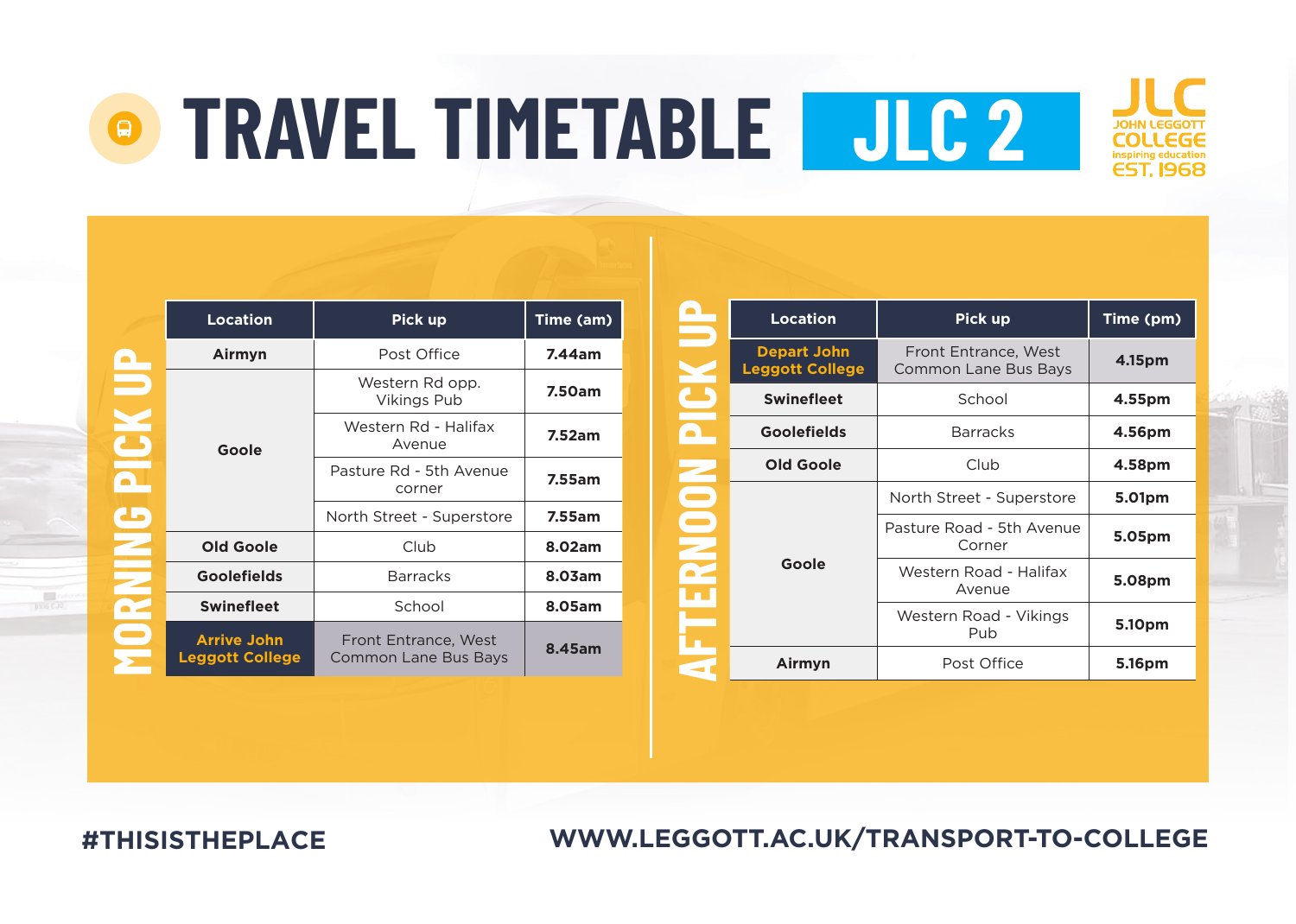# TRAVEL TIMETABLE JLC 2

JOHN LEGGOTT COLLEGE
inspiring education
EST. 1968

## MORNING PICK UP

| Location | Pick up | Time (am) |
| --- | --- | --- |
| Airmyn | Post Office | 7.44am |
| Goole | Western Rd opp. Vikings Pub | 7.50am |
| | Western Rd - Halifax Avenue | 7.52am |
| | Pasture Rd - 5th Avenue corner | 7.55am |
| | North Street - Superstore | 7.55am |
| Old Goole | Club | 8.02am |
| Goolefields | Barracks | 8.03am |
| Swinefleet | School | 8.05am |
| Arrive John Leggott College | Front Entrance, West Common Lane Bus Bays | 8.45am |

## AFTERNOON PICK UP

| Location | Pick up | Time (pm) |
| --- | --- | --- |
| Depart John Leggott College | Front Entrance, West Common Lane Bus Bays | 4.15pm |
| Swinefleet | School | 4.55pm |
| Goolefields | Barracks | 4.56pm |
| Old Goole | Club | 4.58pm |
| Goole | North Street - Superstore | 5.01pm |
| | Pasture Road - 5th Avenue Corner | 5.05pm |
| | Western Road - Halifax Avenue | 5.08pm |
| | Western Road - Vikings Pub | 5.10pm |
| Airmyn | Post Office | 5.16pm |

#THISISTHEPLACE

WWW.LEGGOTT.AC.UK/TRANSPORT-TO-COLLEGE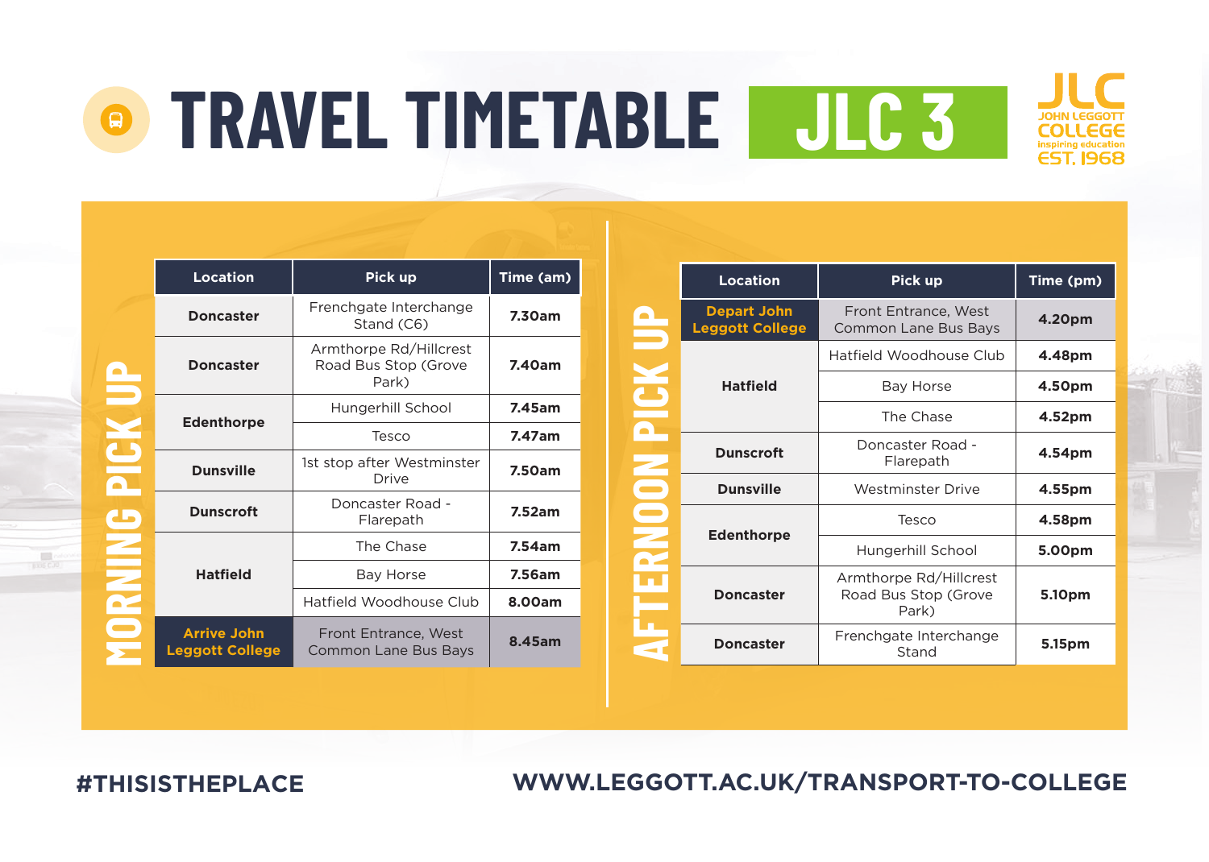# TRAVEL TIMETABLE JLC 3

JOHN LEGGOTT COLLEGE
inspiring education
EST. 1968

## MORNING PICK UP

| Location | Pick up | Time (am) |
| --- | --- | --- |
| Doncaster | Frenchgate Interchange Stand (C6) | 7.30am |
| Doncaster | Armthorpe Rd/Hillcrest Road Bus Stop (Grove Park) | 7.40am |
| Edenthorpe | Hungerhill School | 7.45am |
| | Tesco | 7.47am |
| Dunsville | 1st stop after Westminster Drive | 7.50am |
| Dunscroft | Doncaster Road - Flarepath | 7.52am |
| Hatfield | The Chase | 7.54am |
| | Bay Horse | 7.56am |
| | Hatfield Woodhouse Club | 8.00am |
| Arrive John Leggott College | Front Entrance, West Common Lane Bus Bays | 8.45am |

## AFTERNOON PICK UP

| Location | Pick up | Time (pm) |
| --- | --- | --- |
| Depart John Leggott College | Front Entrance, West Common Lane Bus Bays | 4.20pm |
| Hatfield | Hatfield Woodhouse Club | 4.48pm |
| | Bay Horse | 4.50pm |
| | The Chase | 4.52pm |
| Dunscroft | Doncaster Road - Flarepath | 4.54pm |
| Dunsville | Westminster Drive | 4.55pm |
| Edenthorpe | Tesco | 4.58pm |
| | Hungerhill School | 5.00pm |
| Doncaster | Armthorpe Rd/Hillcrest Road Bus Stop (Grove Park) | 5.10pm |
| Doncaster | Frenchgate Interchange Stand | 5.15pm |

#THISISTHEPLACE

WWW.LEGGOTT.AC.UK/TRANSPORT-TO-COLLEGE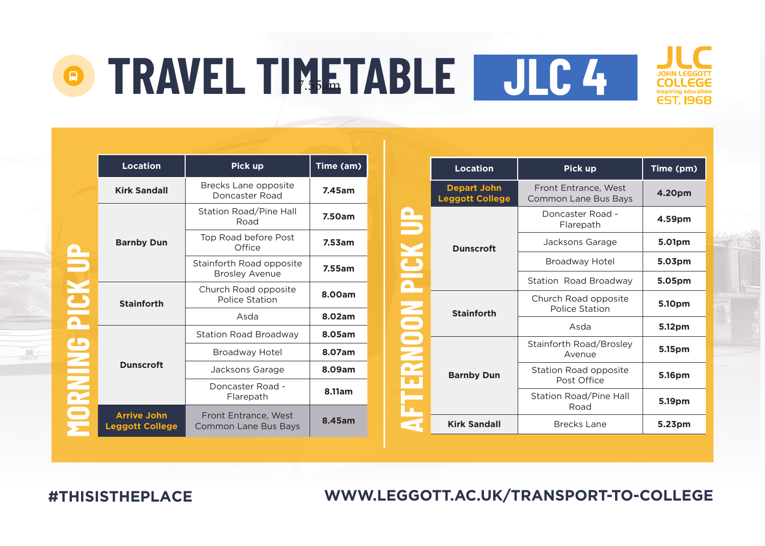# TRAVEL TIMETABLE JLC 4

JLC JOHN LEGGOTT COLLEGE inspiring education EST. 1968

## MORNING PICK UP

| Location | Pick up | Time (am) |
|---|---|---|
| Kirk Sandall | Brecks Lane opposite Doncaster Road | 7.45am |
| Barnby Dun | Station Road/Pine Hall Road | 7.50am |
| | Top Road before Post Office | 7.53am |
| | Stainforth Road opposite Brosley Avenue | 7.55am |
| Stainforth | Church Road opposite Police Station | 8.00am |
| | Asda | 8.02am |
| Dunscroft | Station Road Broadway | 8.05am |
| | Broadway Hotel | 8.07am |
| | Jacksons Garage | 8.09am |
| | Doncaster Road - Flarepath | 8.11am |
| Arrive John Leggott College | Front Entrance, West Common Lane Bus Bays | 8.45am |

## AFTERNOON PICK UP

| Location | Pick up | Time (pm) |
|---|---|---|
| Depart John Leggott College | Front Entrance, West Common Lane Bus Bays | 4.20pm |
| Dunscroft | Doncaster Road - Flarepath | 4.59pm |
| | Jacksons Garage | 5.01pm |
| | Broadway Hotel | 5.03pm |
| | Station Road Broadway | 5.05pm |
| Stainforth | Church Road opposite Police Station | 5.10pm |
| | Asda | 5.12pm |
| Barnby Dun | Stainforth Road/Brosley Avenue | 5.15pm |
| | Station Road opposite Post Office | 5.16pm |
| | Station Road/Pine Hall Road | 5.19pm |
| Kirk Sandall | Brecks Lane | 5.23pm |

#THISISTHEPLACE

WWW.LEGGOTT.AC.UK/TRANSPORT-TO-COLLEGE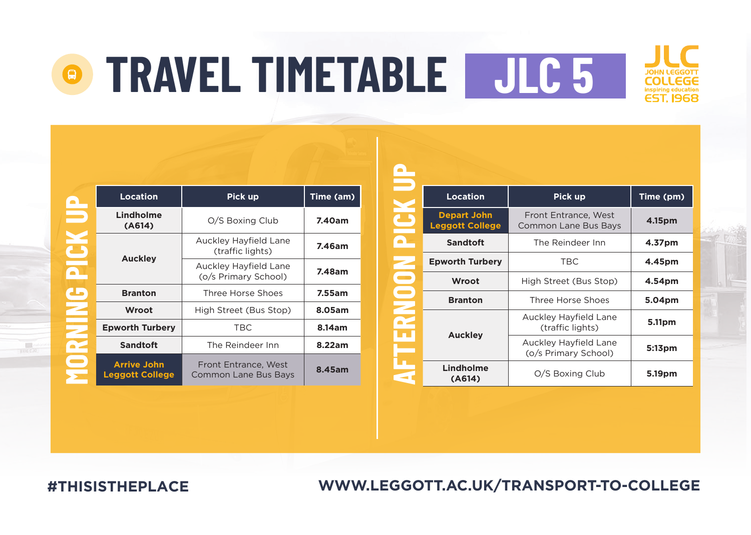# TRAVEL TIMETABLE JLC 5

JLC JOHN LEGGOTT COLLEGE inspiring education EST. 1968

## MORNING PICK UP

| Location | Pick up | Time (am) |
|---|---|---|
| Lindholme (A614) | O/S Boxing Club | 7.40am |
| Auckley | Auckley Hayfield Lane (traffic lights) | 7.46am |
| | Auckley Hayfield Lane (o/s Primary School) | 7.48am |
| Branton | Three Horse Shoes | 7.55am |
| Wroot | High Street (Bus Stop) | 8.05am |
| Epworth Turbery | TBC | 8.14am |
| Sandtoft | The Reindeer Inn | 8.22am |
| Arrive John Leggott College | Front Entrance, West Common Lane Bus Bays | 8.45am |

## AFTERNOON PICK UP

| Location | Pick up | Time (pm) |
|---|---|---|
| Depart John Leggott College | Front Entrance, West Common Lane Bus Bays | 4.15pm |
| Sandtoft | The Reindeer Inn | 4.37pm |
| Epworth Turbery | TBC | 4.45pm |
| Wroot | High Street (Bus Stop) | 4.54pm |
| Branton | Three Horse Shoes | 5.04pm |
| Auckley | Auckley Hayfield Lane (traffic lights) | 5.11pm |
| | Auckley Hayfield Lane (o/s Primary School) | 5:13pm |
| Lindholme (A614) | O/S Boxing Club | 5.19pm |

#THISISTHEPLACE

WWW.LEGGOTT.AC.UK/TRANSPORT-TO-COLLEGE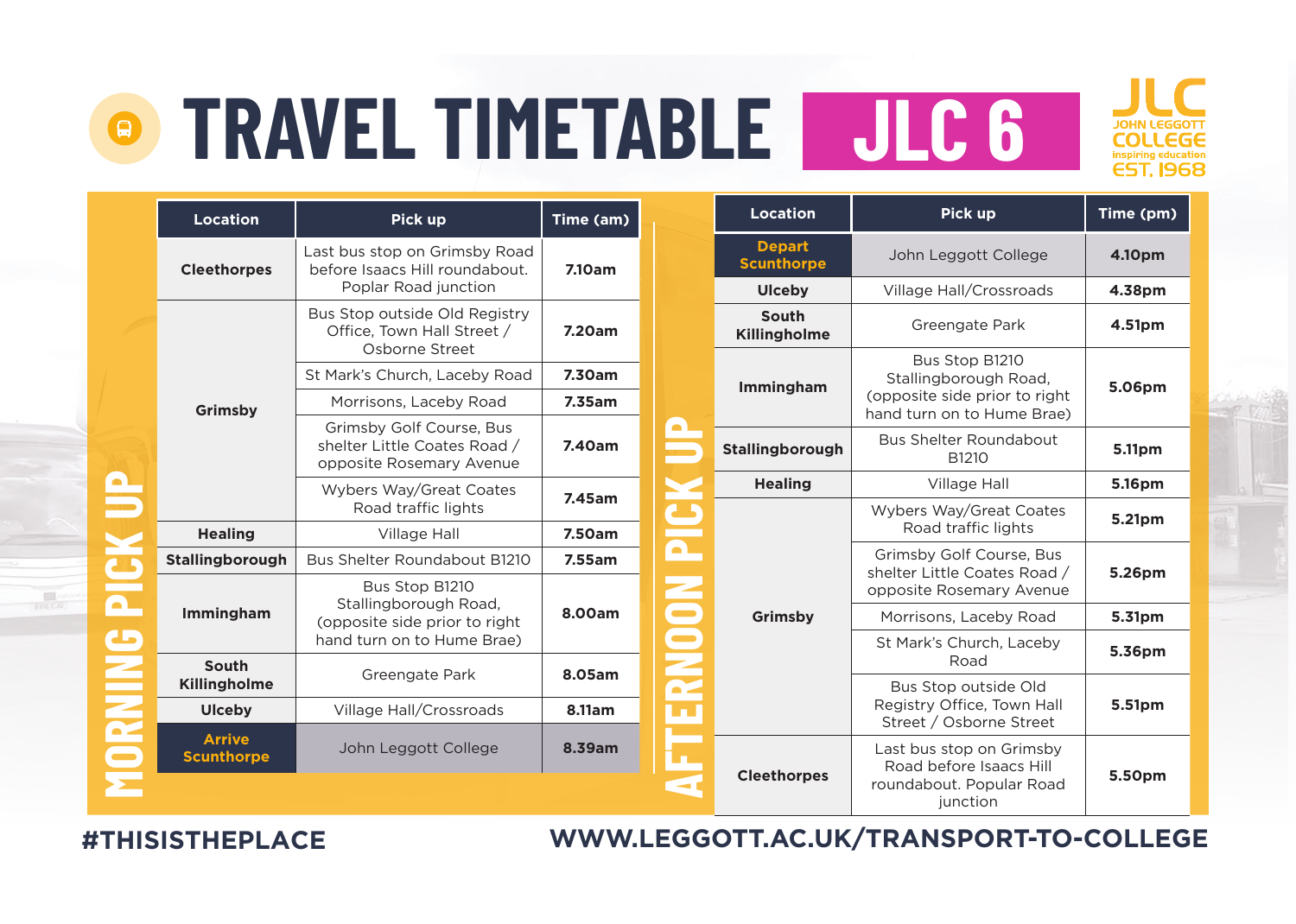# TRAVEL TIMETABLE JLC 6

JOHN LEGGOTT COLLEGE — inspiring education — EST. 1968

## MORNING PICK UP

| Location | Pick up | Time (am) |
| --- | --- | --- |
| Cleethorpes | Last bus stop on Grimsby Road before Isaacs Hill roundabout. Poplar Road junction | 7.10am |
| Grimsby | Bus Stop outside Old Registry Office, Town Hall Street / Osborne Street | 7.20am |
| | St Mark's Church, Laceby Road | 7.30am |
| | Morrisons, Laceby Road | 7.35am |
| | Grimsby Golf Course, Bus shelter Little Coates Road / opposite Rosemary Avenue | 7.40am |
| | Wybers Way/Great Coates Road traffic lights | 7.45am |
| Healing | Village Hall | 7.50am |
| Stallingborough | Bus Shelter Roundabout B1210 | 7.55am |
| Immingham | Bus Stop B1210 Stallingborough Road, (opposite side prior to right hand turn on to Hume Brae) | 8.00am |
| South Killingholme | Greengate Park | 8.05am |
| Ulceby | Village Hall/Crossroads | 8.11am |
| **Arrive Scunthorpe** | John Leggott College | 8.39am |

## AFTERNOON PICK UP

| Location | Pick up | Time (pm) |
| --- | --- | --- |
| **Depart Scunthorpe** | John Leggott College | 4.10pm |
| Ulceby | Village Hall/Crossroads | 4.38pm |
| South Killingholme | Greengate Park | 4.51pm |
| Immingham | Bus Stop B1210 Stallingborough Road, (opposite side prior to right hand turn on to Hume Brae) | 5.06pm |
| Stallingborough | Bus Shelter Roundabout B1210 | 5.11pm |
| Healing | Village Hall | 5.16pm |
| Grimsby | Wybers Way/Great Coates Road traffic lights | 5.21pm |
| | Grimsby Golf Course, Bus shelter Little Coates Road / opposite Rosemary Avenue | 5.26pm |
| | Morrisons, Laceby Road | 5.31pm |
| | St Mark's Church, Laceby Road | 5.36pm |
| | Bus Stop outside Old Registry Office, Town Hall Street / Osborne Street | 5.51pm |
| Cleethorpes | Last bus stop on Grimsby Road before Isaacs Hill roundabout. Popular Road junction | 5.50pm |

#THISISTHEPLACE

WWW.LEGGOTT.AC.UK/TRANSPORT-TO-COLLEGE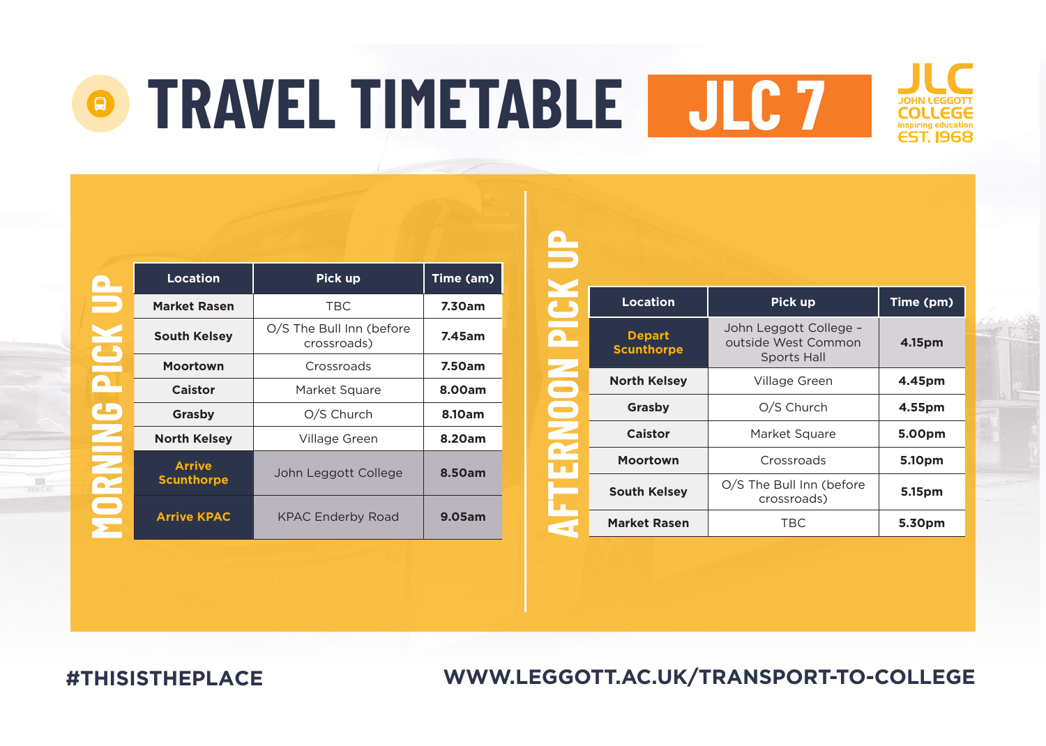# TRAVEL TIMETABLE JLC 7

JOHN LEGGOTT COLLEGE
inspiring education
EST. 1968

## MORNING PICK UP

| Location | Pick up | Time (am) |
|---|---|---|
| Market Rasen | TBC | 7.30am |
| South Kelsey | O/S The Bull Inn (before crossroads) | 7.45am |
| Moortown | Crossroads | 7.50am |
| Caistor | Market Square | 8.00am |
| Grasby | O/S Church | 8.10am |
| North Kelsey | Village Green | 8.20am |
| Arrive Scunthorpe | John Leggott College | 8.50am |
| Arrive KPAC | KPAC Enderby Road | 9.05am |

## AFTERNOON PICK UP

| Location | Pick up | Time (pm) |
|---|---|---|
| Depart Scunthorpe | John Leggott College – outside West Common Sports Hall | 4.15pm |
| North Kelsey | Village Green | 4.45pm |
| Grasby | O/S Church | 4.55pm |
| Caistor | Market Square | 5.00pm |
| Moortown | Crossroads | 5.10pm |
| South Kelsey | O/S The Bull Inn (before crossroads) | 5.15pm |
| Market Rasen | TBC | 5.30pm |

#THISISTHEPLACE

WWW.LEGGOTT.AC.UK/TRANSPORT-TO-COLLEGE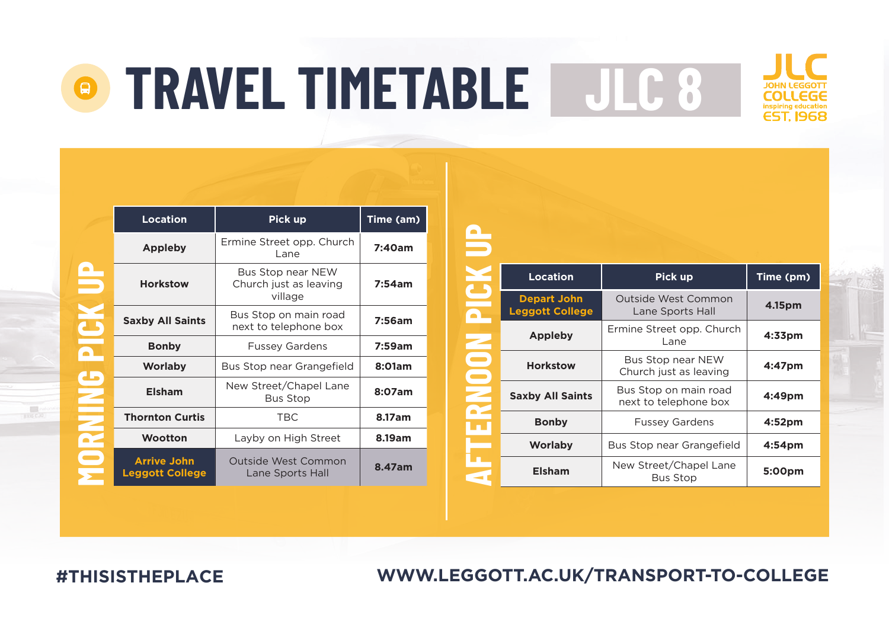# TRAVEL TIMETABLE JLC 8

JLC JOHN LEGGOTT COLLEGE inspiring education EST. 1968

## MORNING PICK UP

| Location | Pick up | Time (am) |
|---|---|---|
| Appleby | Ermine Street opp. Church Lane | 7:40am |
| Horkstow | Bus Stop near NEW Church just as leaving village | 7:54am |
| Saxby All Saints | Bus Stop on main road next to telephone box | 7:56am |
| Bonby | Fussey Gardens | 7:59am |
| Worlaby | Bus Stop near Grangefield | 8:01am |
| Elsham | New Street/Chapel Lane Bus Stop | 8:07am |
| Thornton Curtis | TBC | 8.17am |
| Wootton | Layby on High Street | 8.19am |
| Arrive John Leggott College | Outside West Common Lane Sports Hall | 8.47am |

## AFTERNOON PICK UP

| Location | Pick up | Time (pm) |
|---|---|---|
| Depart John Leggott College | Outside West Common Lane Sports Hall | 4.15pm |
| Appleby | Ermine Street opp. Church Lane | 4:33pm |
| Horkstow | Bus Stop near NEW Church just as leaving | 4:47pm |
| Saxby All Saints | Bus Stop on main road next to telephone box | 4:49pm |
| Bonby | Fussey Gardens | 4:52pm |
| Worlaby | Bus Stop near Grangefield | 4:54pm |
| Elsham | New Street/Chapel Lane Bus Stop | 5:00pm |

#THISISTHEPLACE

WWW.LEGGOTT.AC.UK/TRANSPORT-TO-COLLEGE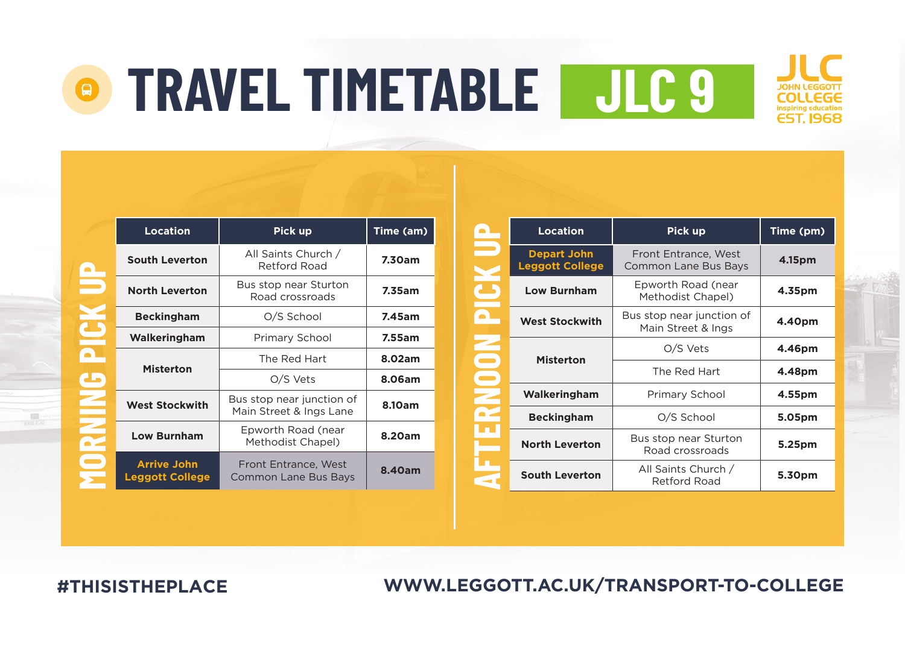# TRAVEL TIMETABLE JLC 9

JLC JOHN LEGGOTT COLLEGE inspiring education EST. 1968

## MORNING PICK UP

| Location | Pick up | Time (am) |
|---|---|---|
| South Leverton | All Saints Church / Retford Road | 7.30am |
| North Leverton | Bus stop near Sturton Road crossroads | 7.35am |
| Beckingham | O/S School | 7.45am |
| Walkeringham | Primary School | 7.55am |
| Misterton | The Red Hart | 8.02am |
| | O/S Vets | 8.06am |
| West Stockwith | Bus stop near junction of Main Street & Ings Lane | 8.10am |
| Low Burnham | Epworth Road (near Methodist Chapel) | 8.20am |
| **Arrive John Leggott College** | Front Entrance, West Common Lane Bus Bays | 8.40am |

## AFTERNOON PICK UP

| Location | Pick up | Time (pm) |
|---|---|---|
| **Depart John Leggott College** | Front Entrance, West Common Lane Bus Bays | 4.15pm |
| Low Burnham | Epworth Road (near Methodist Chapel) | 4.35pm |
| West Stockwith | Bus stop near junction of Main Street & Ings | 4.40pm |
| Misterton | O/S Vets | 4.46pm |
| | The Red Hart | 4.48pm |
| Walkeringham | Primary School | 4.55pm |
| Beckingham | O/S School | 5.05pm |
| North Leverton | Bus stop near Sturton Road crossroads | 5.25pm |
| South Leverton | All Saints Church / Retford Road | 5.30pm |

#THISISTHEPLACE

WWW.LEGGOTT.AC.UK/TRANSPORT-TO-COLLEGE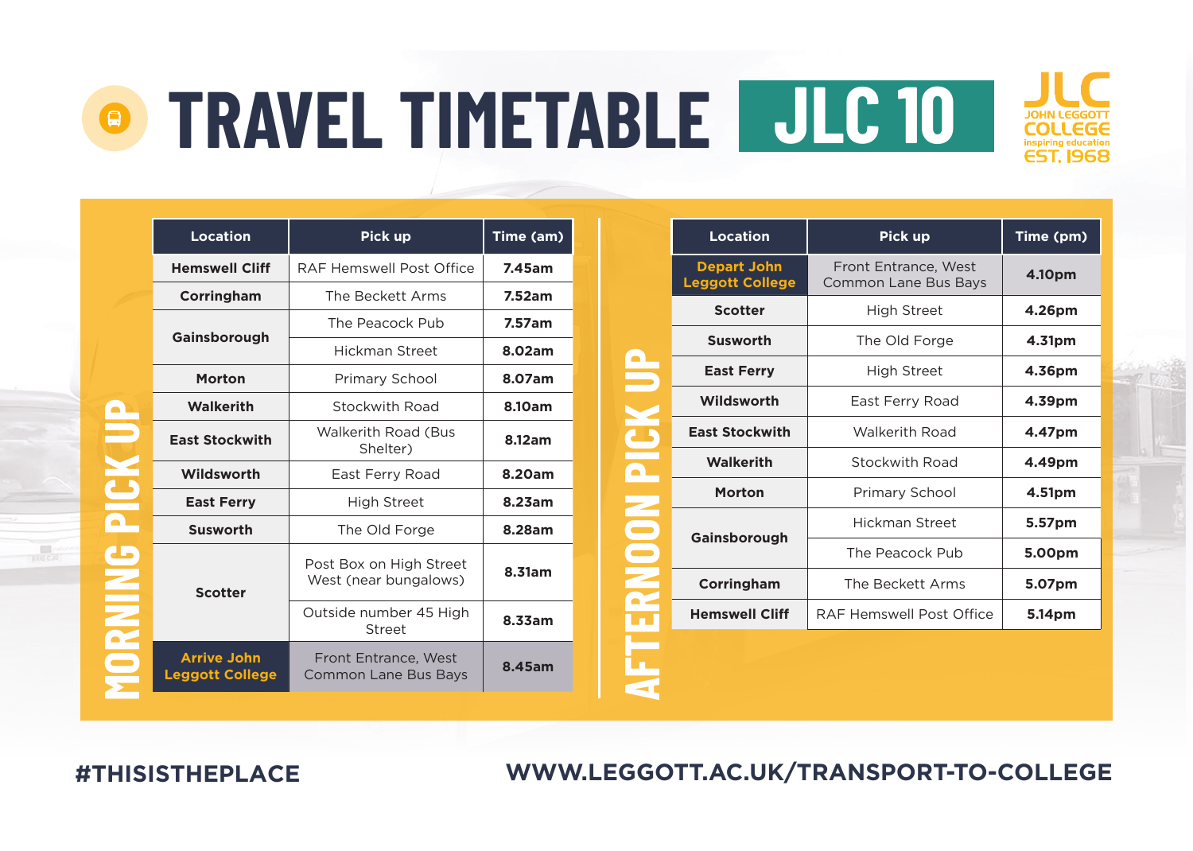# TRAVEL TIMETABLE JLC 10

JOHN LEGGOTT COLLEGE
inspiring education
EST. 1968

## MORNING PICK UP

| Location | Pick up | Time (am) |
|---|---|---|
| Hemswell Cliff | RAF Hemswell Post Office | 7.45am |
| Corringham | The Beckett Arms | 7.52am |
| Gainsborough | The Peacock Pub | 7.57am |
| | Hickman Street | 8.02am |
| Morton | Primary School | 8.07am |
| Walkerith | Stockwith Road | 8.10am |
| East Stockwith | Walkerith Road (Bus Shelter) | 8.12am |
| Wildsworth | East Ferry Road | 8.20am |
| East Ferry | High Street | 8.23am |
| Susworth | The Old Forge | 8.28am |
| Scotter | Post Box on High Street West (near bungalows) | 8.31am |
| | Outside number 45 High Street | 8.33am |
| Arrive John Leggott College | Front Entrance, West Common Lane Bus Bays | 8.45am |

## AFTERNOON PICK UP

| Location | Pick up | Time (pm) |
|---|---|---|
| Depart John Leggott College | Front Entrance, West Common Lane Bus Bays | 4.10pm |
| Scotter | High Street | 4.26pm |
| Susworth | The Old Forge | 4.31pm |
| East Ferry | High Street | 4.36pm |
| Wildsworth | East Ferry Road | 4.39pm |
| East Stockwith | Walkerith Road | 4.47pm |
| Walkerith | Stockwith Road | 4.49pm |
| Morton | Primary School | 4.51pm |
| Gainsborough | Hickman Street | 5.57pm |
| | The Peacock Pub | 5.00pm |
| Corringham | The Beckett Arms | 5.07pm |
| Hemswell Cliff | RAF Hemswell Post Office | 5.14pm |

#THISISTHEPLACE

WWW.LEGGOTT.AC.UK/TRANSPORT-TO-COLLEGE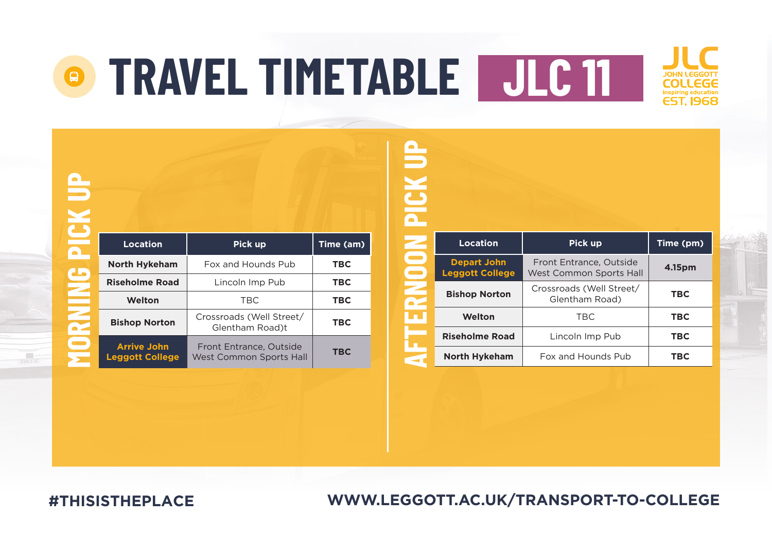# TRAVEL TIMETABLE JLC 11

JLC JOHN LEGGOTT COLLEGE inspiring education EST. 1968

## MORNING PICK UP

| Location | Pick up | Time (am) |
|---|---|---|
| North Hykeham | Fox and Hounds Pub | TBC |
| Riseholme Road | Lincoln Imp Pub | TBC |
| Welton | TBC | TBC |
| Bishop Norton | Crossroads (Well Street/ Glentham Road)t | TBC |
| Arrive John Leggott College | Front Entrance, Outside West Common Sports Hall | TBC |

## AFTERNOON PICK UP

| Location | Pick up | Time (pm) |
|---|---|---|
| Depart John Leggott College | Front Entrance, Outside West Common Sports Hall | 4.15pm |
| Bishop Norton | Crossroads (Well Street/ Glentham Road) | TBC |
| Welton | TBC | TBC |
| Riseholme Road | Lincoln Imp Pub | TBC |
| North Hykeham | Fox and Hounds Pub | TBC |

#THISISTHEPLACE

WWW.LEGGOTT.AC.UK/TRANSPORT-TO-COLLEGE